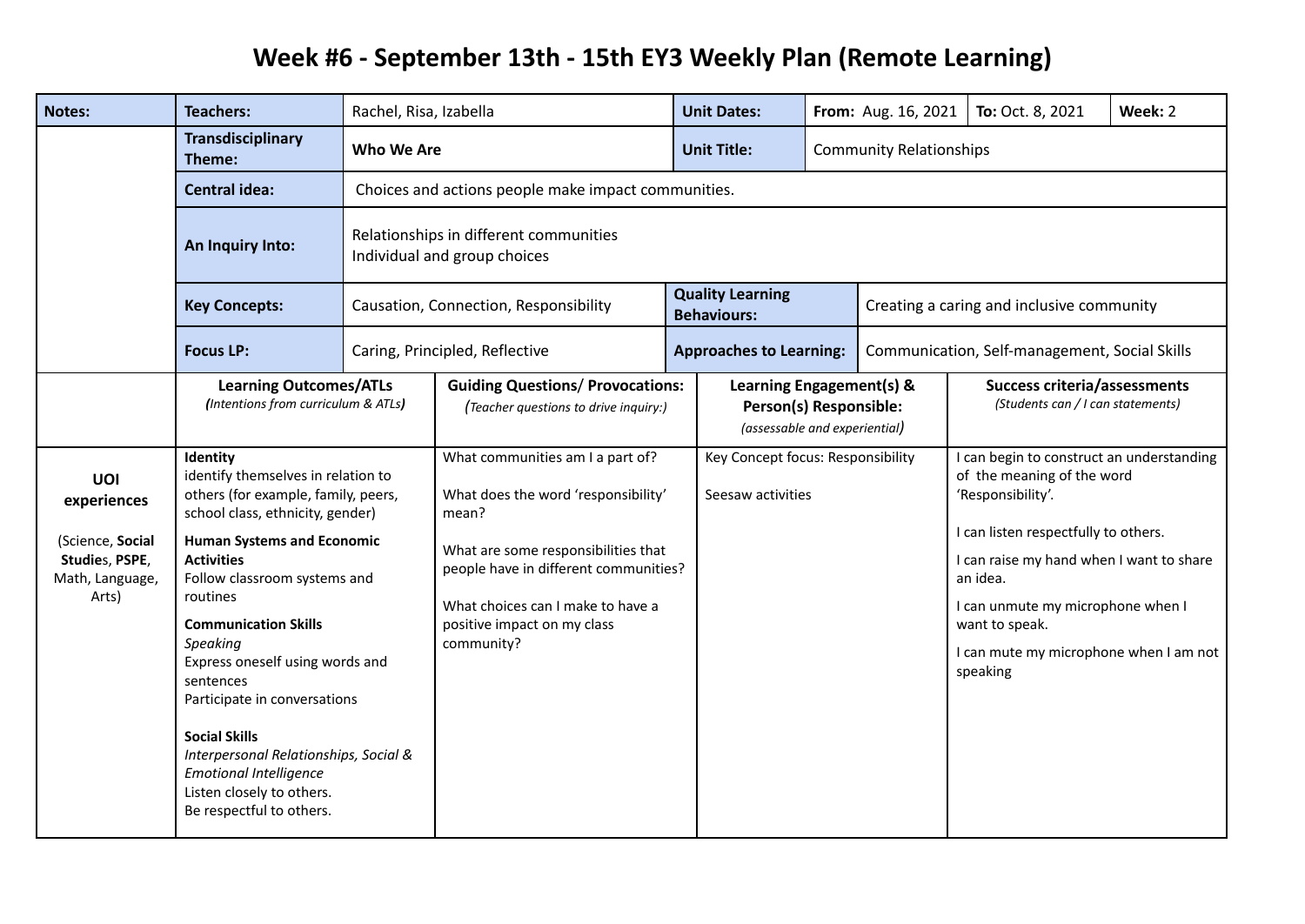# Week #6 - September 13th - 15th EY3 Weekly Plan (Remote Learning)

| Notes: | Teachers: | Rachel, Risa, Izabella | Unit Dates: | From: Aug. 16, 2021 | To: Oct. 8, 2021 | Week: 2 |
|---|---|---|---|---|---|---|
| | **Transdisciplinary Theme:** | **Who We Are** | **Unit Title:** | Community Relationships | | |
| | **Central idea:** | Choices and actions people make impact communities. | | | | |
| | **An Inquiry Into:** | Relationships in different communities<br>Individual and group choices | | | | |
| | **Key Concepts:** | Causation, Connection, Responsibility | **Quality Learning Behaviours:** | Creating a caring and inclusive community | | |
| | **Focus LP:** | Caring, Principled, Reflective | **Approaches to Learning:** | Communication, Self-management, Social Skills | | |

| | **Learning Outcomes/ATLs**<br>*(Intentions from curriculum & ATLs)* | **Guiding Questions/ Provocations:**<br>*(Teacher questions to drive inquiry:)* | **Learning Engagement(s) & Person(s) Responsible:**<br>*(assessable and experiential)* | **Success criteria/assessments**<br>*(Students can / I can statements)* |
|---|---|---|---|---|
| **UOI experiences**<br><br>(Science, **Social Studie**s, **PSPE**, Math, Language, Arts) | **Identity**<br>identify themselves in relation to others (for example, family, peers, school class, ethnicity, gender)<br><br>**Human Systems and Economic Activities**<br>Follow classroom systems and routines<br><br>**Communication Skills**<br>*Speaking*<br>Express oneself using words and sentences<br>Participate in conversations<br><br>**Social Skills**<br>*Interpersonal Relationships, Social & Emotional Intelligence*<br>Listen closely to others.<br>Be respectful to others. | What communities am I a part of?<br><br>What does the word 'responsibility' mean?<br><br>What are some responsibilities that people have in different communities?<br><br>What choices can I make to have a positive impact on my class community? | Key Concept focus: Responsibility<br><br>Seesaw activities | I can begin to construct an understanding of the meaning of the word 'Responsibility'.<br><br>I can listen respectfully to others.<br><br>I can raise my hand when I want to share an idea.<br><br>I can unmute my microphone when I want to speak.<br><br>I can mute my microphone when I am not speaking |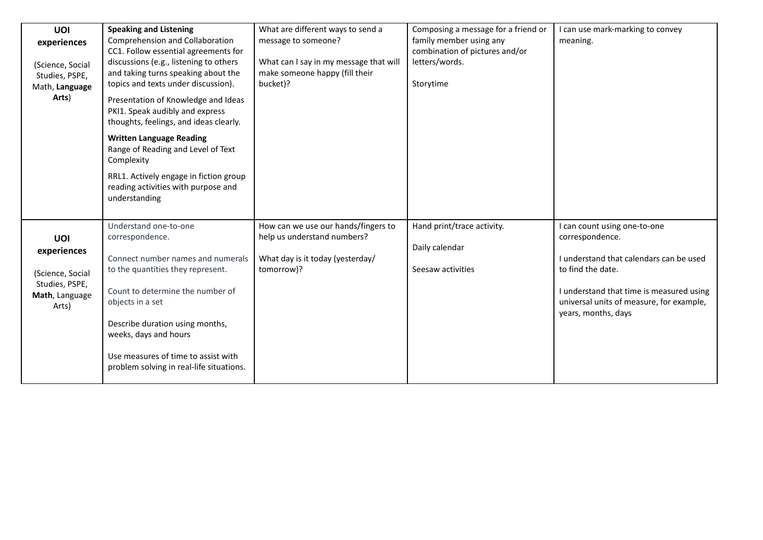| | | | | |
|---|---|---|---|---|
| **UOI experiences**<br><br>(Science, Social Studies, PSPE, Math, **Language Arts**) | **Speaking and Listening**<br>Comprehension and Collaboration<br>CC1. Follow essential agreements for discussions (e.g., listening to others and taking turns speaking about the topics and texts under discussion).<br><br>Presentation of Knowledge and Ideas<br>PKI1. Speak audibly and express thoughts, feelings, and ideas clearly.<br><br>**Written Language Reading**<br>Range of Reading and Level of Text Complexity<br><br>RRL1. Actively engage in fiction group reading activities with purpose and understanding | What are different ways to send a message to someone?<br><br>What can I say in my message that will make someone happy (fill their bucket)? | Composing a message for a friend or family member using any combination of pictures and/or letters/words.<br><br>Storytime | I can use mark-marking to convey meaning. |
| **UOI experiences**<br><br>(Science, Social Studies, PSPE, **Math**, Language Arts) | Understand one-to-one correspondence.<br><br>Connect number names and numerals to the quantities they represent.<br><br>Count to determine the number of objects in a set<br><br>Describe duration using months, weeks, days and hours<br><br>Use measures of time to assist with problem solving in real-life situations. | How can we use our hands/fingers to help us understand numbers?<br><br>What day is it today (yesterday/ tomorrow)? | Hand print/trace activity.<br><br>Daily calendar<br><br>Seesaw activities | I can count using one-to-one correspondence.<br><br>I understand that calendars can be used to find the date.<br><br>I understand that time is measured using universal units of measure, for example, years, months, days |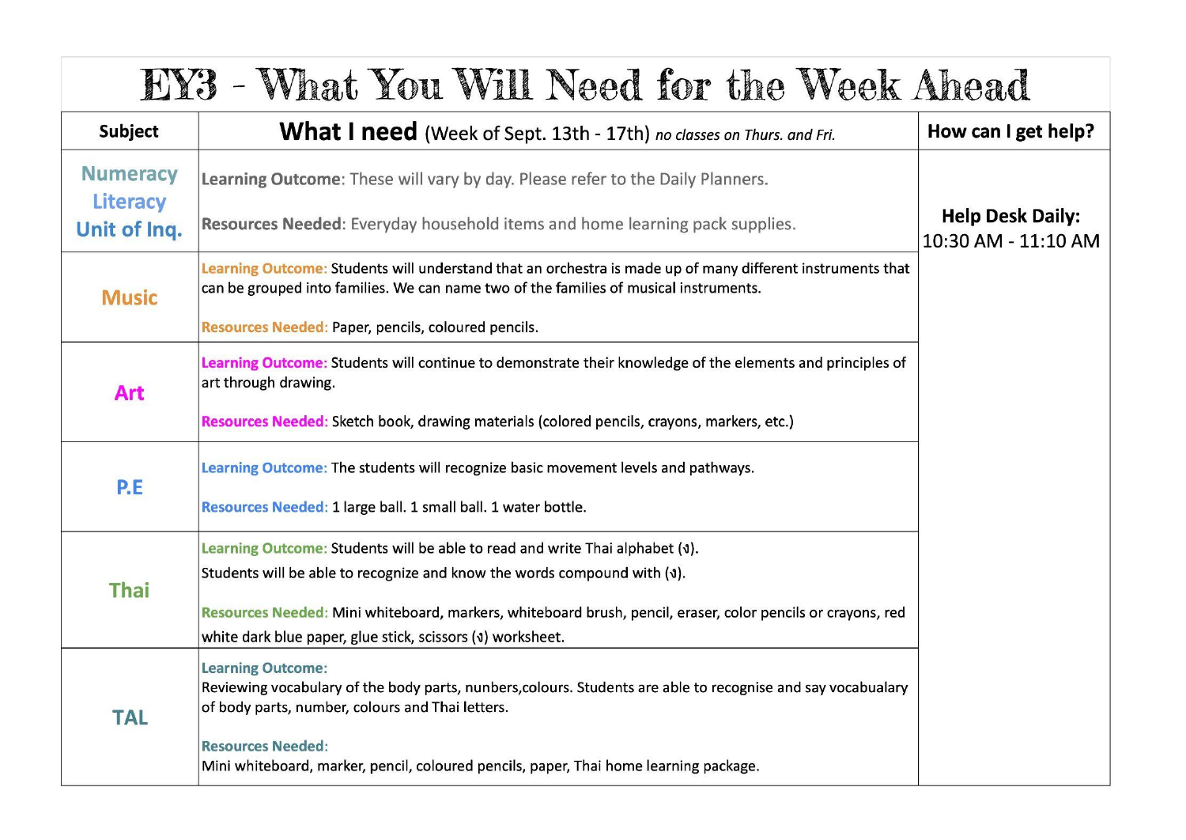# EY3 - What You Will Need for the Week Ahead

| Subject | What I need (Week of Sept. 13th - 17th) *no classes on Thurs. and Fri.* | How can I get help? |
|---|---|---|
| Numeracy<br>Literacy<br>Unit of Inq. | **Learning Outcome**: These will vary by day. Please refer to the Daily Planners.<br><br>**Resources Needed**: Everyday household items and home learning pack supplies. | **Help Desk Daily:**<br>10:30 AM - 11:10 AM |
| Music | **Learning Outcome:** Students will understand that an orchestra is made up of many different instruments that can be grouped into families. We can name two of the families of musical instruments.<br><br>**Resources Needed:** Paper, pencils, coloured pencils. | |
| Art | **Learning Outcome:** Students will continue to demonstrate their knowledge of the elements and principles of art through drawing.<br><br>**Resources Needed:** Sketch book, drawing materials (colored pencils, crayons, markers, etc.) | |
| P.E | **Learning Outcome:** The students will recognize basic movement levels and pathways.<br><br>**Resources Needed:** 1 large ball. 1 small ball. 1 water bottle. | |
| Thai | **Learning Outcome:** Students will be able to read and write Thai alphabet (ง).<br>Students will be able to recognize and know the words compound with (ง).<br><br>**Resources Needed:** Mini whiteboard, markers, whiteboard brush, pencil, eraser, color pencils or crayons, red white dark blue paper, glue stick, scissors (ง) worksheet. | |
| TAL | **Learning Outcome:**<br>Reviewing vocabulary of the body parts, nunbers,colours. Students are able to recognise and say vocabualary of body parts, number, colours and Thai letters.<br><br>**Resources Needed:**<br>Mini whiteboard, marker, pencil, coloured pencils, paper, Thai home learning package. | |